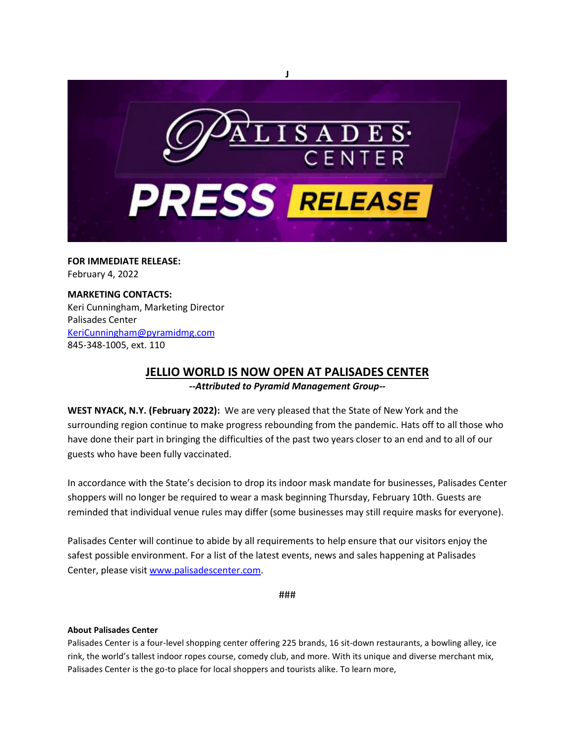J

**FOR IMMEDIATE RELEASE:**
February 4, 2022

**MARKETING CONTACTS:**
Keri Cunningham, Marketing Director
Palisades Center
KeriCunningham@pyramidmg.com
845-348-1005, ext. 110

## JELLIO WORLD IS NOW OPEN AT PALISADES CENTER

***--Attributed to Pyramid Management Group--***

**WEST NYACK, N.Y. (February 2022):** We are very pleased that the State of New York and the surrounding region continue to make progress rebounding from the pandemic. Hats off to all those who have done their part in bringing the difficulties of the past two years closer to an end and to all of our guests who have been fully vaccinated.

In accordance with the State's decision to drop its indoor mask mandate for businesses, Palisades Center shoppers will no longer be required to wear a mask beginning Thursday, February 10th. Guests are reminded that individual venue rules may differ (some businesses may still require masks for everyone).

Palisades Center will continue to abide by all requirements to help ensure that our visitors enjoy the safest possible environment. For a list of the latest events, news and sales happening at Palisades Center, please visit www.palisadescenter.com.

###

**About Palisades Center**

Palisades Center is a four-level shopping center offering 225 brands, 16 sit-down restaurants, a bowling alley, ice rink, the world's tallest indoor ropes course, comedy club, and more. With its unique and diverse merchant mix, Palisades Center is the go-to place for local shoppers and tourists alike. To learn more,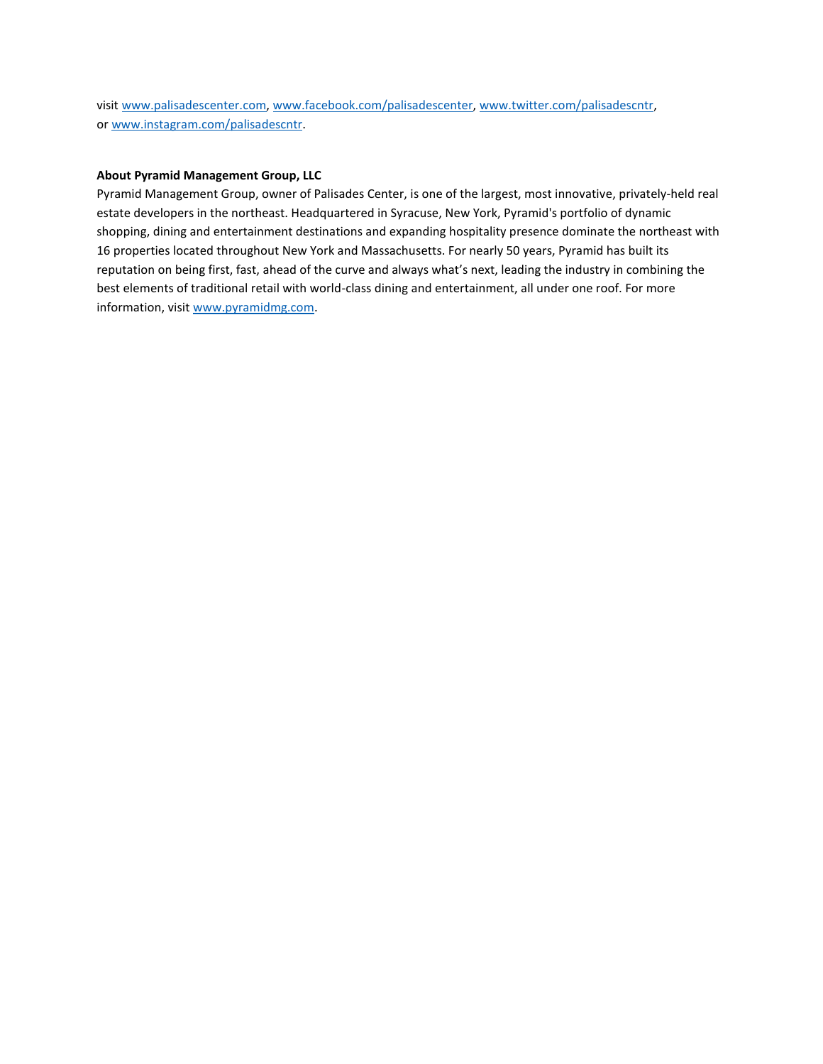visit www.palisadescenter.com, www.facebook.com/palisadescenter, www.twitter.com/palisadescntr, or www.instagram.com/palisadescntr.

**About Pyramid Management Group, LLC**

Pyramid Management Group, owner of Palisades Center, is one of the largest, most innovative, privately-held real estate developers in the northeast. Headquartered in Syracuse, New York, Pyramid's portfolio of dynamic shopping, dining and entertainment destinations and expanding hospitality presence dominate the northeast with 16 properties located throughout New York and Massachusetts. For nearly 50 years, Pyramid has built its reputation on being first, fast, ahead of the curve and always what's next, leading the industry in combining the best elements of traditional retail with world-class dining and entertainment, all under one roof. For more information, visit www.pyramidmg.com.